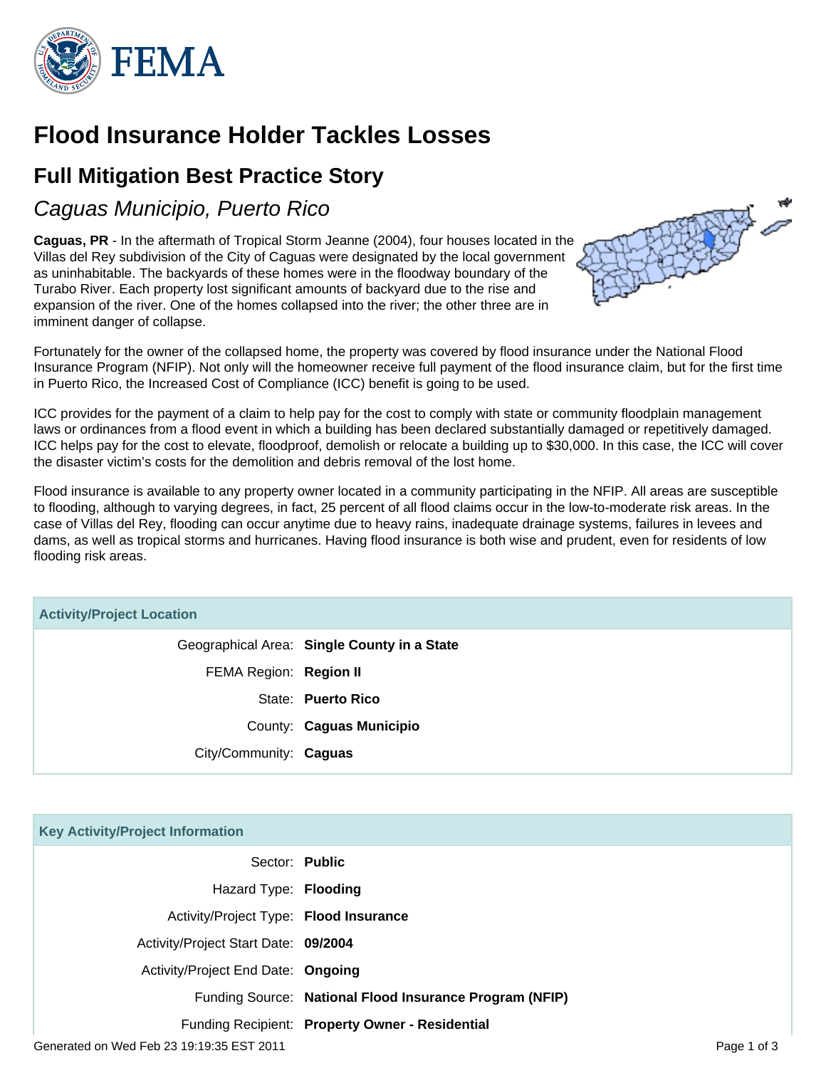# Flood Insurance Holder Tackles Losses

## Full Mitigation Best Practice Story

### *Caguas Municipio, Puerto Rico*

**Caguas, PR** - In the aftermath of Tropical Storm Jeanne (2004), four houses located in the Villas del Rey subdivision of the City of Caguas were designated by the local government as uninhabitable. The backyards of these homes were in the floodway boundary of the Turabo River. Each property lost significant amounts of backyard due to the rise and expansion of the river. One of the homes collapsed into the river; the other three are in imminent danger of collapse.

Fortunately for the owner of the collapsed home, the property was covered by flood insurance under the National Flood Insurance Program (NFIP). Not only will the homeowner receive full payment of the flood insurance claim, but for the first time in Puerto Rico, the Increased Cost of Compliance (ICC) benefit is going to be used.

ICC provides for the payment of a claim to help pay for the cost to comply with state or community floodplain management laws or ordinances from a flood event in which a building has been declared substantially damaged or repetitively damaged. ICC helps pay for the cost to elevate, floodproof, demolish or relocate a building up to $30,000. In this case, the ICC will cover the disaster victim's costs for the demolition and debris removal of the lost home.

Flood insurance is available to any property owner located in a community participating in the NFIP. All areas are susceptible to flooding, although to varying degrees, in fact, 25 percent of all flood claims occur in the low-to-moderate risk areas. In the case of Villas del Rey, flooding can occur anytime due to heavy rains, inadequate drainage systems, failures in levees and dams, as well as tropical storms and hurricanes. Having flood insurance is both wise and prudent, even for residents of low flooding risk areas.

| Activity/Project Location | |
|---|---|
| Geographical Area: | **Single County in a State** |
| FEMA Region: | **Region II** |
| State: | **Puerto Rico** |
| County: | **Caguas Municipio** |
| City/Community: | **Caguas** |

| Key Activity/Project Information | |
|---|---|
| Sector: | **Public** |
| Hazard Type: | **Flooding** |
| Activity/Project Type: | **Flood Insurance** |
| Activity/Project Start Date: | **09/2004** |
| Activity/Project End Date: | **Ongoing** |
| Funding Source: | **National Flood Insurance Program (NFIP)** |
| Funding Recipient: | **Property Owner - Residential** |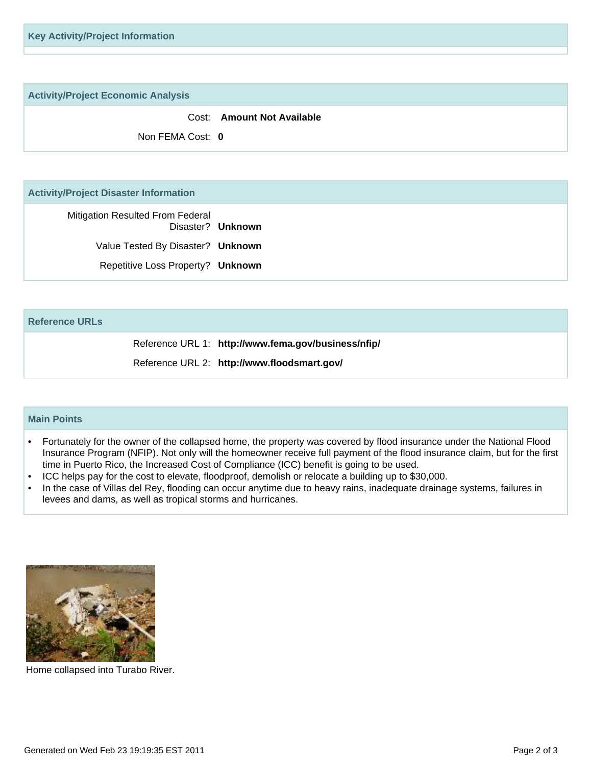## Key Activity/Project Information

## Activity/Project Economic Analysis

Cost: **Amount Not Available**

Non FEMA Cost: **0**

## Activity/Project Disaster Information

Mitigation Resulted From Federal Disaster? **Unknown**

Value Tested By Disaster? **Unknown**

Repetitive Loss Property? **Unknown**

## Reference URLs

Reference URL 1: **http://www.fema.gov/business/nfip/**

Reference URL 2: **http://www.floodsmart.gov/**

## Main Points

- Fortunately for the owner of the collapsed home, the property was covered by flood insurance under the National Flood Insurance Program (NFIP). Not only will the homeowner receive full payment of the flood insurance claim, but for the first time in Puerto Rico, the Increased Cost of Compliance (ICC) benefit is going to be used.
- ICC helps pay for the cost to elevate, floodproof, demolish or relocate a building up to $30,000.
- In the case of Villas del Rey, flooding can occur anytime due to heavy rains, inadequate drainage systems, failures in levees and dams, as well as tropical storms and hurricanes.

Home collapsed into Turabo River.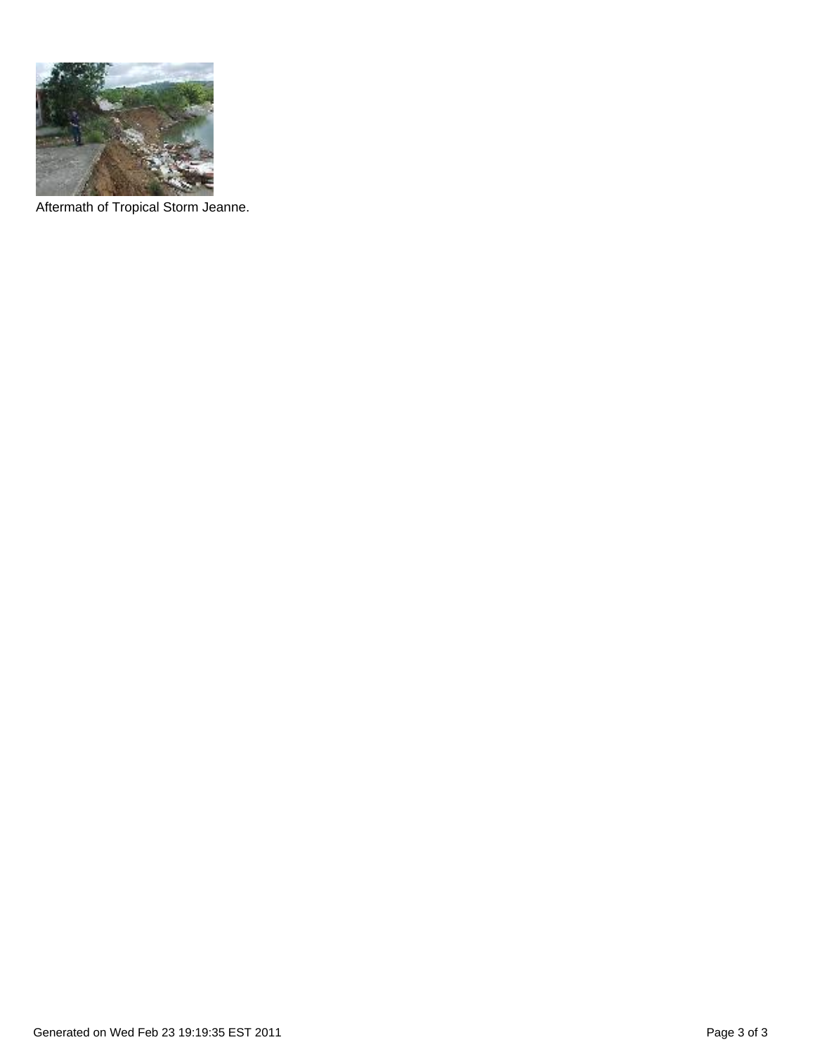Aftermath of Tropical Storm Jeanne.